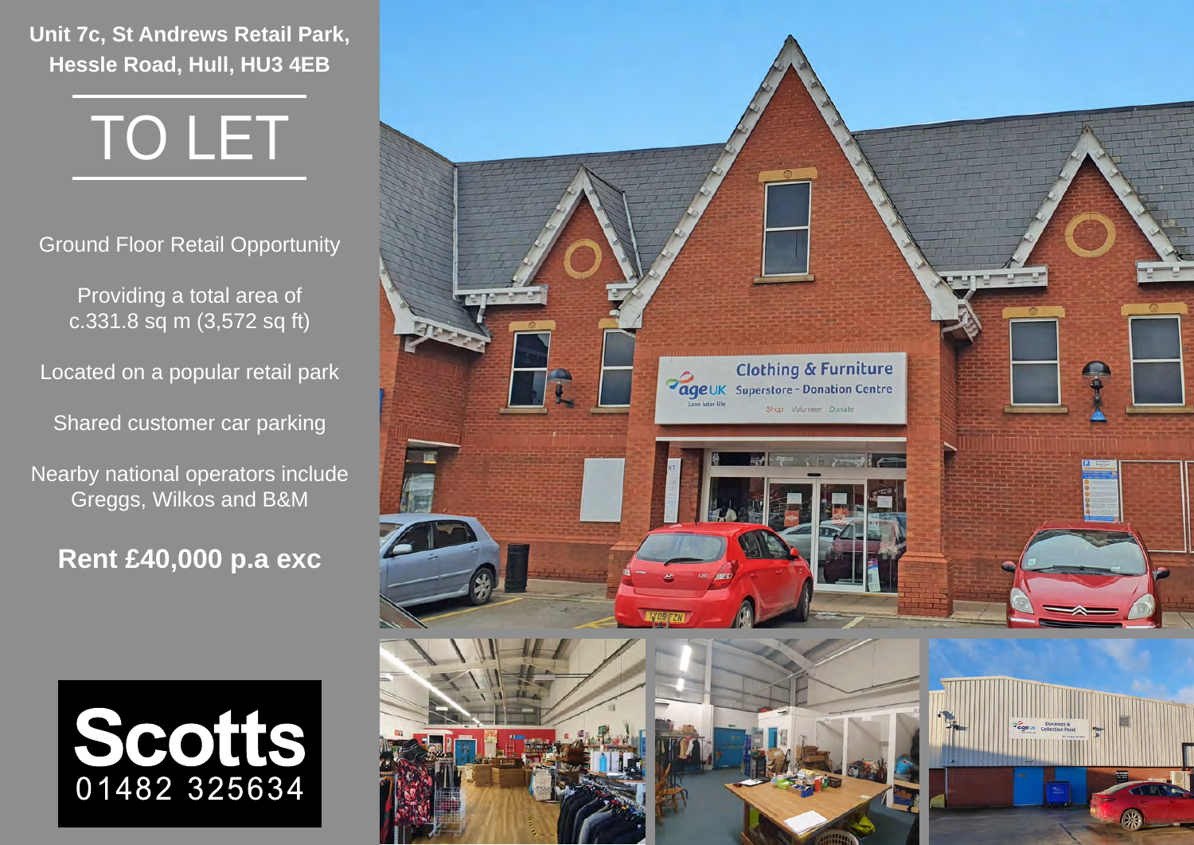**Unit 7c, St Andrews Retail Park, Hessle Road, Hull, HU3 4EB**

# TO LET

Ground Floor Retail Opportunity

Providing a total area of c.331.8 sq m (3,572 sq ft)

Located on a popular retail park

Shared customer car parking

Nearby national operators include Greggs, Wilkos and B&M

**Rent £40,000 p.a exc**

**Scotts**
01482 325634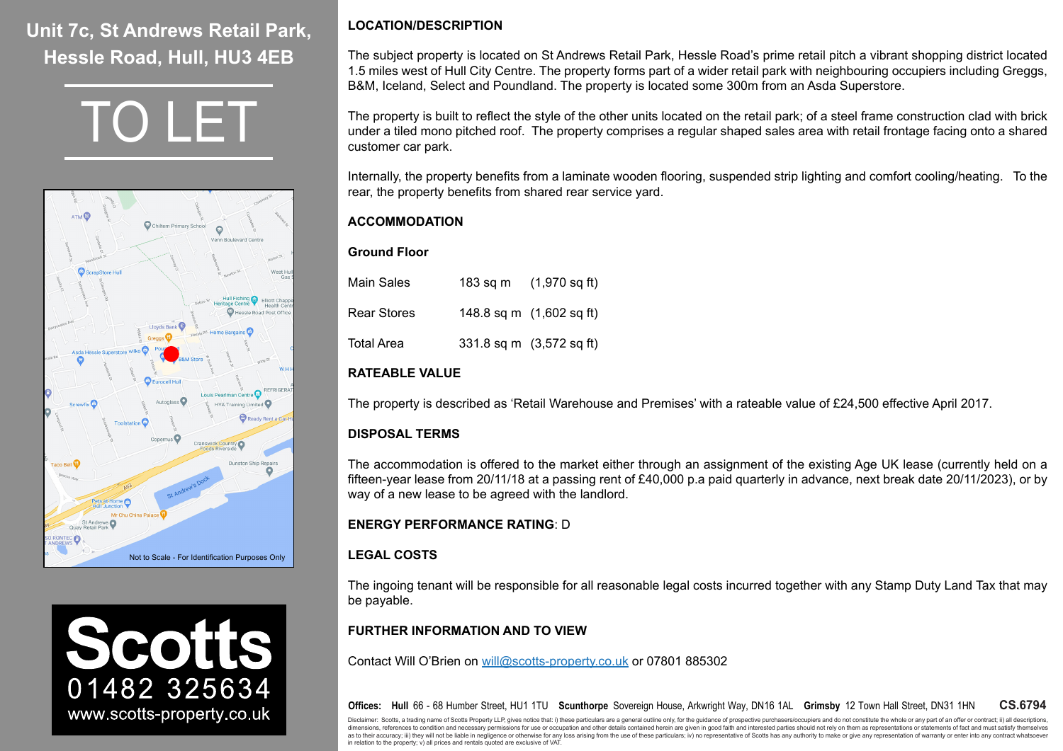# Unit 7c, St Andrews Retail Park, Hessle Road, Hull, HU3 4EB

## TO LET

Not to Scale - For Identification Purposes Only

**Scotts**
01482 325634
www.scotts-property.co.uk

## LOCATION/DESCRIPTION

The subject property is located on St Andrews Retail Park, Hessle Road's prime retail pitch a vibrant shopping district located 1.5 miles west of Hull City Centre. The property forms part of a wider retail park with neighbouring occupiers including Greggs, B&M, Iceland, Select and Poundland. The property is located some 300m from an Asda Superstore.

The property is built to reflect the style of the other units located on the retail park; of a steel frame construction clad with brick under a tiled mono pitched roof. The property comprises a regular shaped sales area with retail frontage facing onto a shared customer car park.

Internally, the property benefits from a laminate wooden flooring, suspended strip lighting and comfort cooling/heating. To the rear, the property benefits from shared rear service yard.

## ACCOMMODATION

### Ground Floor

| | | |
|---|---|---|
| Main Sales | 183 sq m | (1,970 sq ft) |
| Rear Stores | 148.8 sq m | (1,602 sq ft) |
| Total Area | 331.8 sq m | (3,572 sq ft) |

## RATEABLE VALUE

The property is described as 'Retail Warehouse and Premises' with a rateable value of £24,500 effective April 2017.

## DISPOSAL TERMS

The accommodation is offered to the market either through an assignment of the existing Age UK lease (currently held on a fifteen-year lease from 20/11/18 at a passing rent of £40,000 p.a paid quarterly in advance, next break date 20/11/2023), or by way of a new lease to be agreed with the landlord.

**ENERGY PERFORMANCE RATING**: D

## LEGAL COSTS

The ingoing tenant will be responsible for all reasonable legal costs incurred together with any Stamp Duty Land Tax that may be payable.

## FURTHER INFORMATION AND TO VIEW

Contact Will O'Brien on will@scotts-property.co.uk or 07801 885302

**Offices:** **Hull** 66 - 68 Humber Street, HU1 1TU **Scunthorpe** Sovereign House, Arkwright Way, DN16 1AL **Grimsby** 12 Town Hall Street, DN31 1HN **CS.6794**

Disclaimer: Scotts, a trading name of Scotts Property LLP, gives notice that: i) these particulars are a general outline only, for the guidance of prospective purchasers/occupiers and do not constitute the whole or any part of an offer or contract; ii) all descriptions, dimensions, references to condition and necessary permissions for use or occupation and other details contained herein are given in good faith and interested parties should not rely on them as representations or statements of fact and must satisfy themselves as to their accuracy; iii) they will not be liable in negligence or otherwise for any loss arising from the use of these particulars; iv) no representative of Scotts has any authority to make or give any representation of warranty or enter into any contract whatsoever in relation to the property; v) all prices and rentals quoted are exclusive of VAT.